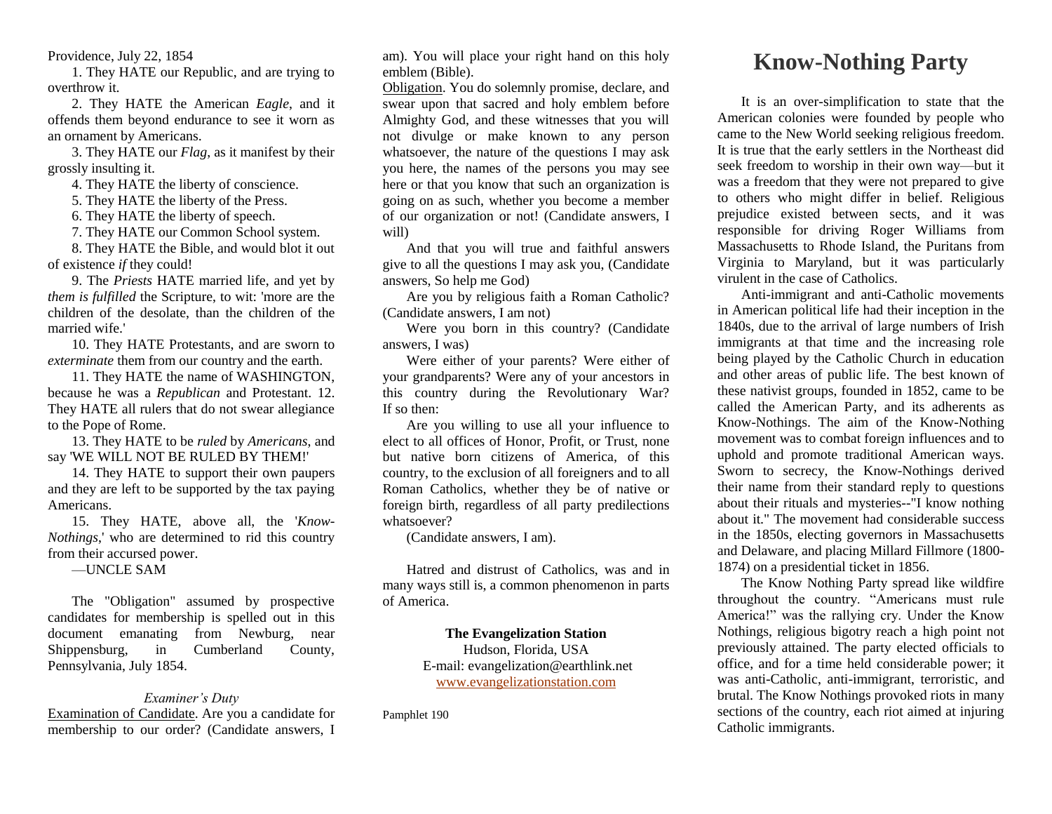Providence, July 22, 1854

1. They HATE our Republic, and are trying to overthrow it.

2. They HATE the American *Eagle*, and it offends them beyond endurance to see it worn as an ornament by Americans.

3. They HATE our *Flag*, as it manifest by their grossly insulting it.

4. They HATE the liberty of conscience.

5. They HATE the liberty of the Press.

6. They HATE the liberty of speech.

7. They HATE our Common School system.

8. They HATE the Bible, and would blot it out of existence *if* they could!

9. The *Priests* HATE married life, and yet by *them is fulfilled* the Scripture, to wit: 'more are the children of the desolate, than the children of the married wife.'

10. They HATE Protestants, and are sworn to *exterminate* them from our country and the earth.

11. They HATE the name of WASHINGTON, because he was a *Republican* and Protestant. 12. They HATE all rulers that do not swear allegiance to the Pope of Rome.

13. They HATE to be *ruled* by *Americans*, and say 'WE WILL NOT BE RULED BY THEM!'

14. They HATE to support their own paupers and they are left to be supported by the tax paying Americans.

15. They HATE, above all, the '*Know-Nothings*,' who are determined to rid this country from their accursed power.

—UNCLE SAM

The "Obligation" assumed by prospective candidates for membership is spelled out in this document emanating from Newburg, near Shippensburg, in Cumberland County, Pennsylvania, July 1854.

*Examiner's Duty*

Examination of Candidate. Are you a candidate for membership to our order? (Candidate answers, I am). You will place your right hand on this holy emblem (Bible).

Obligation. You do solemnly promise, declare, and swear upon that sacred and holy emblem before Almighty God, and these witnesses that you will not divulge or make known to any person whatsoever, the nature of the questions I may ask you here, the names of the persons you may see here or that you know that such an organization is going on as such, whether you become a member of our organization or not! (Candidate answers, I will)

And that you will true and faithful answers give to all the questions I may ask you, (Candidate answers, So help me God)

Are you by religious faith a Roman Catholic? (Candidate answers, I am not)

Were you born in this country? (Candidate answers, I was)

Were either of your parents? Were either of your grandparents? Were any of your ancestors in this country during the Revolutionary War? If so then:

Are you willing to use all your influence to elect to all offices of Honor, Profit, or Trust, none but native born citizens of America, of this country, to the exclusion of all foreigners and to all Roman Catholics, whether they be of native or foreign birth, regardless of all party predilections whatsoever?

(Candidate answers, I am).

Hatred and distrust of Catholics, was and in many ways still is, a common phenomenon in parts of America.

**The Evangelization Station**
Hudson, Florida, USA
E-mail: evangelization@earthlink.net
www.evangelizationstation.com

Pamphlet 190

# Know-Nothing Party

It is an over-simplification to state that the American colonies were founded by people who came to the New World seeking religious freedom. It is true that the early settlers in the Northeast did seek freedom to worship in their own way—but it was a freedom that they were not prepared to give to others who might differ in belief. Religious prejudice existed between sects, and it was responsible for driving Roger Williams from Massachusetts to Rhode Island, the Puritans from Virginia to Maryland, but it was particularly virulent in the case of Catholics.

Anti-immigrant and anti-Catholic movements in American political life had their inception in the 1840s, due to the arrival of large numbers of Irish immigrants at that time and the increasing role being played by the Catholic Church in education and other areas of public life. The best known of these nativist groups, founded in 1852, came to be called the American Party, and its adherents as Know-Nothings. The aim of the Know-Nothing movement was to combat foreign influences and to uphold and promote traditional American ways. Sworn to secrecy, the Know-Nothings derived their name from their standard reply to questions about their rituals and mysteries--"I know nothing about it." The movement had considerable success in the 1850s, electing governors in Massachusetts and Delaware, and placing Millard Fillmore (1800-1874) on a presidential ticket in 1856.

The Know Nothing Party spread like wildfire throughout the country. "Americans must rule America!" was the rallying cry. Under the Know Nothings, religious bigotry reach a high point not previously attained. The party elected officials to office, and for a time held considerable power; it was anti-Catholic, anti-immigrant, terroristic, and brutal. The Know Nothings provoked riots in many sections of the country, each riot aimed at injuring Catholic immigrants.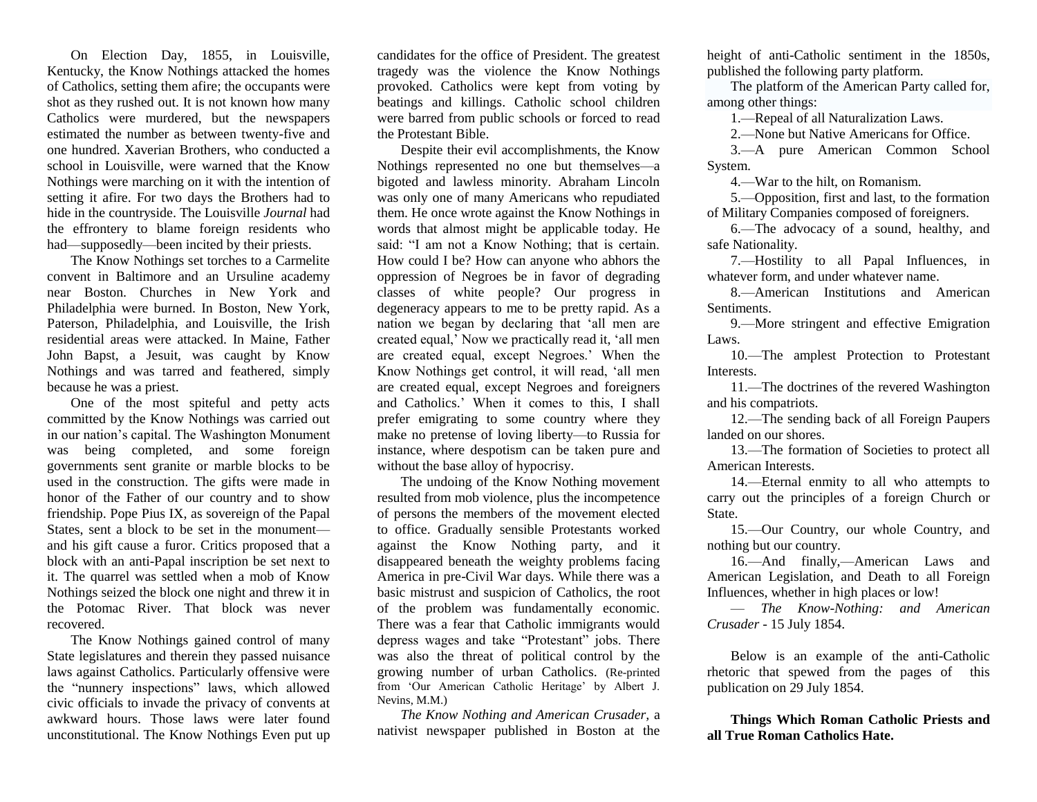On Election Day, 1855, in Louisville, Kentucky, the Know Nothings attacked the homes of Catholics, setting them afire; the occupants were shot as they rushed out. It is not known how many Catholics were murdered, but the newspapers estimated the number as between twenty-five and one hundred. Xaverian Brothers, who conducted a school in Louisville, were warned that the Know Nothings were marching on it with the intention of setting it afire. For two days the Brothers had to hide in the countryside. The Louisville *Journal* had the effrontery to blame foreign residents who had—supposedly—been incited by their priests.

The Know Nothings set torches to a Carmelite convent in Baltimore and an Ursuline academy near Boston. Churches in New York and Philadelphia were burned. In Boston, New York, Paterson, Philadelphia, and Louisville, the Irish residential areas were attacked. In Maine, Father John Bapst, a Jesuit, was caught by Know Nothings and was tarred and feathered, simply because he was a priest.

One of the most spiteful and petty acts committed by the Know Nothings was carried out in our nation's capital. The Washington Monument was being completed, and some foreign governments sent granite or marble blocks to be used in the construction. The gifts were made in honor of the Father of our country and to show friendship. Pope Pius IX, as sovereign of the Papal States, sent a block to be set in the monument—and his gift cause a furor. Critics proposed that a block with an anti-Papal inscription be set next to it. The quarrel was settled when a mob of Know Nothings seized the block one night and threw it in the Potomac River. That block was never recovered.

The Know Nothings gained control of many State legislatures and therein they passed nuisance laws against Catholics. Particularly offensive were the "nunnery inspections" laws, which allowed civic officials to invade the privacy of convents at awkward hours. Those laws were later found unconstitutional. The Know Nothings Even put up candidates for the office of President. The greatest tragedy was the violence the Know Nothings provoked. Catholics were kept from voting by beatings and killings. Catholic school children were barred from public schools or forced to read the Protestant Bible.

Despite their evil accomplishments, the Know Nothings represented no one but themselves—a bigoted and lawless minority. Abraham Lincoln was only one of many Americans who repudiated them. He once wrote against the Know Nothings in words that almost might be applicable today. He said: "I am not a Know Nothing; that is certain. How could I be? How can anyone who abhors the oppression of Negroes be in favor of degrading classes of white people? Our progress in degeneracy appears to me to be pretty rapid. As a nation we began by declaring that 'all men are created equal,' Now we practically read it, 'all men are created equal, except Negroes.' When the Know Nothings get control, it will read, 'all men are created equal, except Negroes and foreigners and Catholics.' When it comes to this, I shall prefer emigrating to some country where they make no pretense of loving liberty—to Russia for instance, where despotism can be taken pure and without the base alloy of hypocrisy.

The undoing of the Know Nothing movement resulted from mob violence, plus the incompetence of persons the members of the movement elected to office. Gradually sensible Protestants worked against the Know Nothing party, and it disappeared beneath the weighty problems facing America in pre-Civil War days. While there was a basic mistrust and suspicion of Catholics, the root of the problem was fundamentally economic. There was a fear that Catholic immigrants would depress wages and take "Protestant" jobs. There was also the threat of political control by the growing number of urban Catholics. (Re-printed from 'Our American Catholic Heritage' by Albert J. Nevins, M.M.)

*The Know Nothing and American Crusader*, a nativist newspaper published in Boston at the height of anti-Catholic sentiment in the 1850s, published the following party platform.

The platform of the American Party called for, among other things:

1.—Repeal of all Naturalization Laws.

2.—None but Native Americans for Office.

3.—A pure American Common School System.

4.—War to the hilt, on Romanism.

5.—Opposition, first and last, to the formation of Military Companies composed of foreigners.

6.—The advocacy of a sound, healthy, and safe Nationality.

7.—Hostility to all Papal Influences, in whatever form, and under whatever name.

8.—American Institutions and American Sentiments.

9.—More stringent and effective Emigration Laws.

10.—The amplest Protection to Protestant Interests.

11.—The doctrines of the revered Washington and his compatriots.

12.—The sending back of all Foreign Paupers landed on our shores.

13.—The formation of Societies to protect all American Interests.

14.—Eternal enmity to all who attempts to carry out the principles of a foreign Church or State.

15.—Our Country, our whole Country, and nothing but our country.

16.—And finally,—American Laws and American Legislation, and Death to all Foreign Influences, whether in high places or low!

— *The Know-Nothing: and American Crusader* - 15 July 1854.

Below is an example of the anti-Catholic rhetoric that spewed from the pages of this publication on 29 July 1854.

**Things Which Roman Catholic Priests and all True Roman Catholics Hate.**